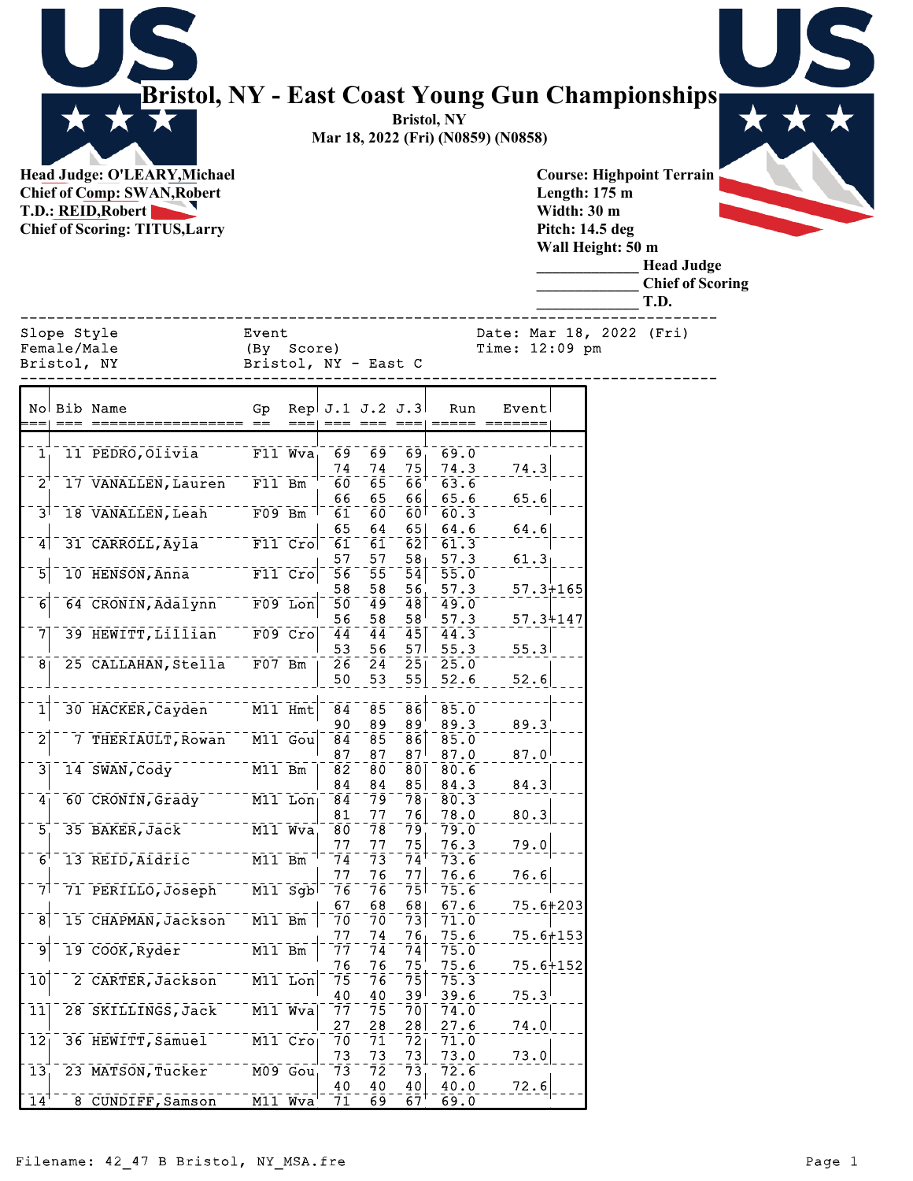# Bristol, NY - East Coast Young Gun Championships

**Bristol, NY**
**Mar 18, 2022 (Fri) (N0859) (N0858)**

**Head Judge: O'LEARY,Michael**
**Chief of Comp: SWAN,Robert**
**T.D.: REID,Robert**
**Chief of Scoring: TITUS,Larry**

**Course: Highpoint Terrain**
**Length: 175 m**
**Width: 30 m**
**Pitch: 14.5 deg**
**Wall Height: 50 m**

_____________ **Head Judge**
_____________ **Chief of Scoring**
_____________ **T.D.**

```
Slope Style              Event              Date: Mar 18, 2022 (Fri)
Female/Male              (By  Score)        Time: 12:09 pm
Bristol, NY              Bristol, NY - East C
```

| No | Bib | Name | Gp | Rep | J.1 | J.2 | J.3 | Run | Event |
|---|---|---|---|---|---|---|---|---|---|
| 1 | 11 | PEDRO,Olivia | F11 | Wva | 69 | 69 | 69 | 69.0 | |
| | | | | | 74 | 74 | 75 | 74.3 | 74.3 |
| 2 | 17 | VANALLEN,Lauren | F11 | Bm | 60 | 65 | 66 | 63.6 | |
| | | | | | 66 | 65 | 66 | 65.6 | 65.6 |
| 3 | 18 | VANALLEN,Leah | F09 | Bm | 61 | 60 | 60 | 60.3 | |
| | | | | | 65 | 64 | 65 | 64.6 | 64.6 |
| 4 | 31 | CARROLL,Ayla | F11 | Cro | 61 | 61 | 62 | 61.3 | |
| | | | | | 57 | 57 | 58 | 57.3 | 61.3 |
| 5 | 10 | HENSON,Anna | F11 | Cro | 56 | 55 | 54 | 55.0 | |
| | | | | | 58 | 58 | 56 | 57.3 | 57.3+165 |
| 6 | 64 | CRONIN,Adalynn | F09 | Lon | 50 | 49 | 48 | 49.0 | |
| | | | | | 56 | 58 | 58 | 57.3 | 57.3+147 |
| 7 | 39 | HEWITT,Lillian | F09 | Cro | 44 | 44 | 45 | 44.3 | |
| | | | | | 53 | 56 | 57 | 55.3 | 55.3 |
| 8 | 25 | CALLAHAN,Stella | F07 | Bm | 26 | 24 | 25 | 25.0 | |
| | | | | | 50 | 53 | 55 | 52.6 | 52.6 |
| 1 | 30 | HACKER,Cayden | M11 | Hmt | 84 | 85 | 86 | 85.0 | |
| | | | | | 90 | 89 | 89 | 89.3 | 89.3 |
| 2 | 7 | THERIAULT,Rowan | M11 | Gou | 84 | 85 | 86 | 85.0 | |
| | | | | | 87 | 87 | 87 | 87.0 | 87.0 |
| 3 | 14 | SWAN,Cody | M11 | Bm | 82 | 80 | 80 | 80.6 | |
| | | | | | 84 | 84 | 85 | 84.3 | 84.3 |
| 4 | 60 | CRONIN,Grady | M11 | Lon | 84 | 79 | 78 | 80.3 | |
| | | | | | 81 | 77 | 76 | 78.0 | 80.3 |
| 5 | 35 | BAKER,Jack | M11 | Wva | 80 | 78 | 79 | 79.0 | |
| | | | | | 77 | 77 | 75 | 76.3 | 79.0 |
| 6 | 13 | REID,Aidric | M11 | Bm | 74 | 73 | 74 | 73.6 | |
| | | | | | 77 | 76 | 77 | 76.6 | 76.6 |
| 7 | 71 | PERILLO,Joseph | M11 | Sgb | 76 | 76 | 75 | 75.6 | |
| | | | | | 67 | 68 | 68 | 67.6 | 75.6+203 |
| 8 | 15 | CHAPMAN,Jackson | M11 | Bm | 70 | 70 | 73 | 71.0 | |
| | | | | | 77 | 74 | 76 | 75.6 | 75.6+153 |
| 9 | 19 | COOK,Ryder | M11 | Bm | 77 | 74 | 74 | 75.0 | |
| | | | | | 76 | 76 | 75 | 75.6 | 75.6+152 |
| 10 | 2 | CARTER,Jackson | M11 | Lon | 75 | 76 | 75 | 75.3 | |
| | | | | | 40 | 40 | 39 | 39.6 | 75.3 |
| 11 | 28 | SKILLINGS,Jack | M11 | Wva | 77 | 75 | 70 | 74.0 | |
| | | | | | 27 | 28 | 28 | 27.6 | 74.0 |
| 12 | 36 | HEWITT,Samuel | M11 | Cro | 70 | 71 | 72 | 71.0 | |
| | | | | | 73 | 73 | 73 | 73.0 | 73.0 |
| 13 | 23 | MATSON,Tucker | M09 | Gou | 73 | 72 | 73 | 72.6 | |
| | | | | | 40 | 40 | 40 | 40.0 | 72.6 |
| 14 | 8 | CUNDIFF,Samson | M11 | Wva | 71 | 69 | 67 | 69.0 | |

Filename: 42_47 B Bristol, NY_MSA.fre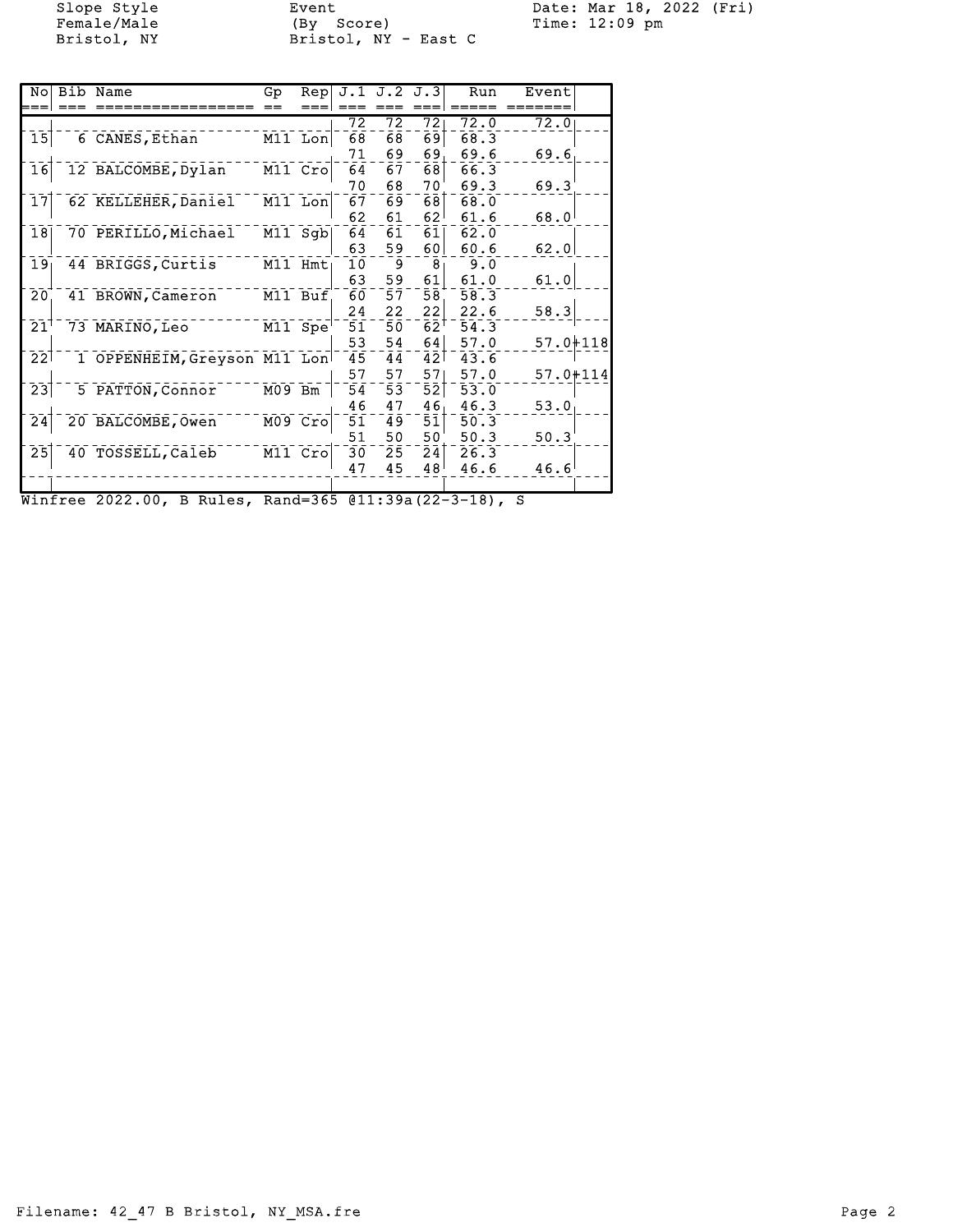| No | Bib | Name | Gp | Rep | J.1 | J.2 | J.3 | Run | Event |
|---|---|---|---|---|---|---|---|---|---|
| | | | | | 72 | 72 | 72 | 72.0 | 72.0 |
| 15 | 6 | CANES,Ethan | M11 | Lon | 68 | 68 | 69 | 68.3 | |
| | | | | | 71 | 69 | 69 | 69.6 | 69.6 |
| 16 | 12 | BALCOMBE,Dylan | M11 | Cro | 64 | 67 | 68 | 66.3 | |
| | | | | | 70 | 68 | 70 | 69.3 | 69.3 |
| 17 | 62 | KELLEHER,Daniel | M11 | Lon | 67 | 69 | 68 | 68.0 | |
| | | | | | 62 | 61 | 62 | 61.6 | 68.0 |
| 18 | 70 | PERILLO,Michael | M11 | Sgb | 64 | 61 | 61 | 62.0 | |
| | | | | | 63 | 59 | 60 | 60.6 | 62.0 |
| 19 | 44 | BRIGGS,Curtis | M11 | Hmt | 10 | 9 | 8 | 9.0 | |
| | | | | | 63 | 59 | 61 | 61.0 | 61.0 |
| 20 | 41 | BROWN,Cameron | M11 | Buf | 60 | 57 | 58 | 58.3 | |
| | | | | | 24 | 22 | 22 | 22.6 | 58.3 |
| 21 | 73 | MARINO,Leo | M11 | Spe | 51 | 50 | 62 | 54.3 | |
| | | | | | 53 | 54 | 64 | 57.0 | 57.0+118 |
| 22 | 1 | OPPENHEIM,Greyson | M11 | Lon | 45 | 44 | 42 | 43.6 | |
| | | | | | 57 | 57 | 57 | 57.0 | 57.0+114 |
| 23 | 5 | PATTON,Connor | M09 | Bm | 54 | 53 | 52 | 53.0 | |
| | | | | | 46 | 47 | 46 | 46.3 | 53.0 |
| 24 | 20 | BALCOMBE,Owen | M09 | Cro | 51 | 49 | 51 | 50.3 | |
| | | | | | 51 | 50 | 50 | 50.3 | 50.3 |
| 25 | 40 | TOSSELL,Caleb | M11 | Cro | 30 | 25 | 24 | 26.3 | |
| | | | | | 47 | 45 | 48 | 46.6 | 46.6 |

Winfree 2022.00, B Rules, Rand=365 @11:39a(22-3-18), S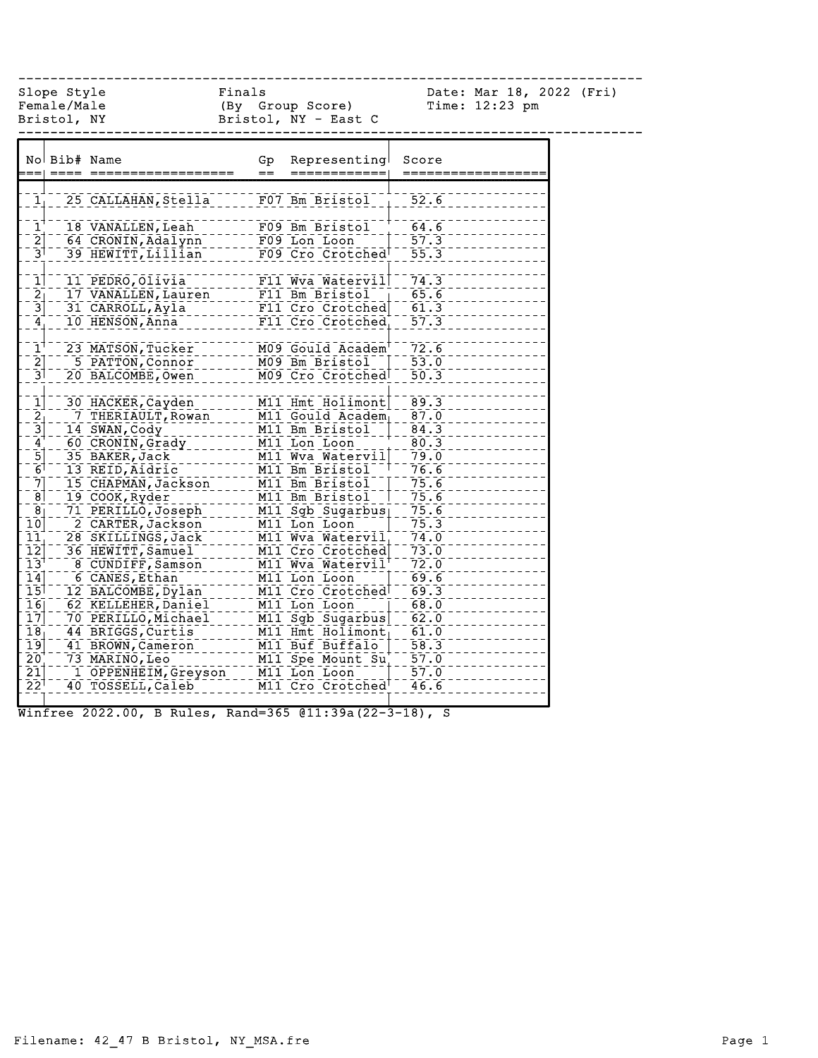Slope Style
Female/Male
Bristol, NY

Finals
(By Group Score)
Bristol, NY - East C

Date: Mar 18, 2022 (Fri)
Time: 12:23 pm

| No | Bib# | Name | Gp | Representing | Score |
|---|---|---|---|---|---|
| 1 | 25 | CALLAHAN,Stella | F07 | Bm Bristol | 52.6 |
| | | | | | |
| 1 | 18 | VANALLEN,Leah | F09 | Bm Bristol | 64.6 |
| 2 | 64 | CRONIN,Adalynn | F09 | Lon Loon | 57.3 |
| 3 | 39 | HEWITT,Lillian | F09 | Cro Crotched | 55.3 |
| | | | | | |
| 1 | 11 | PEDRO,Olivia | F11 | Wva Watervil | 74.3 |
| 2 | 17 | VANALLEN,Lauren | F11 | Bm Bristol | 65.6 |
| 3 | 31 | CARROLL,Ayla | F11 | Cro Crotched | 61.3 |
| 4 | 10 | HENSON,Anna | F11 | Cro Crotched | 57.3 |
| | | | | | |
| 1 | 23 | MATSON,Tucker | M09 | Gould Academ | 72.6 |
| 2 | 5 | PATTON,Connor | M09 | Bm Bristol | 53.0 |
| 3 | 20 | BALCOMBE,Owen | M09 | Cro Crotched | 50.3 |
| | | | | | |
| 1 | 30 | HACKER,Cayden | M11 | Hmt Holimont | 89.3 |
| 2 | 7 | THERIAULT,Rowan | M11 | Gould Academ | 87.0 |
| 3 | 14 | SWAN,Cody | M11 | Bm Bristol | 84.3 |
| 4 | 60 | CRONIN,Grady | M11 | Lon Loon | 80.3 |
| 5 | 35 | BAKER,Jack | M11 | Wva Watervil | 79.0 |
| 6 | 13 | REID,Aidric | M11 | Bm Bristol | 76.6 |
| 7 | 15 | CHAPMAN,Jackson | M11 | Bm Bristol | 75.6 |
| 8 | 19 | COOK,Ryder | M11 | Bm Bristol | 75.6 |
| 8 | 71 | PERILLO,Joseph | M11 | Sgb Sugarbus | 75.6 |
| 10 | 2 | CARTER,Jackson | M11 | Lon Loon | 75.3 |
| 11 | 28 | SKILLINGS,Jack | M11 | Wva Watervil | 74.0 |
| 12 | 36 | HEWITT,Samuel | M11 | Cro Crotched | 73.0 |
| 13 | 8 | CUNDIFF,Samson | M11 | Wva Watervil | 72.0 |
| 14 | 6 | CANES,Ethan | M11 | Lon Loon | 69.6 |
| 15 | 12 | BALCOMBE,Dylan | M11 | Cro Crotched | 69.3 |
| 16 | 62 | KELLEHER,Daniel | M11 | Lon Loon | 68.0 |
| 17 | 70 | PERILLO,Michael | M11 | Sgb Sugarbus | 62.0 |
| 18 | 44 | BRIGGS,Curtis | M11 | Hmt Holimont | 61.0 |
| 19 | 41 | BROWN,Cameron | M11 | Buf Buffalo | 58.3 |
| 20 | 73 | MARINO,Leo | M11 | Spe Mount Su | 57.0 |
| 21 | 1 | OPPENHEIM,Greyson | M11 | Lon Loon | 57.0 |
| 22 | 40 | TOSSELL,Caleb | M11 | Cro Crotched | 46.6 |

Winfree 2022.00, B Rules, Rand=365 @11:39a(22-3-18), S

Filename: 42_47 B Bristol, NY_MSA.fre